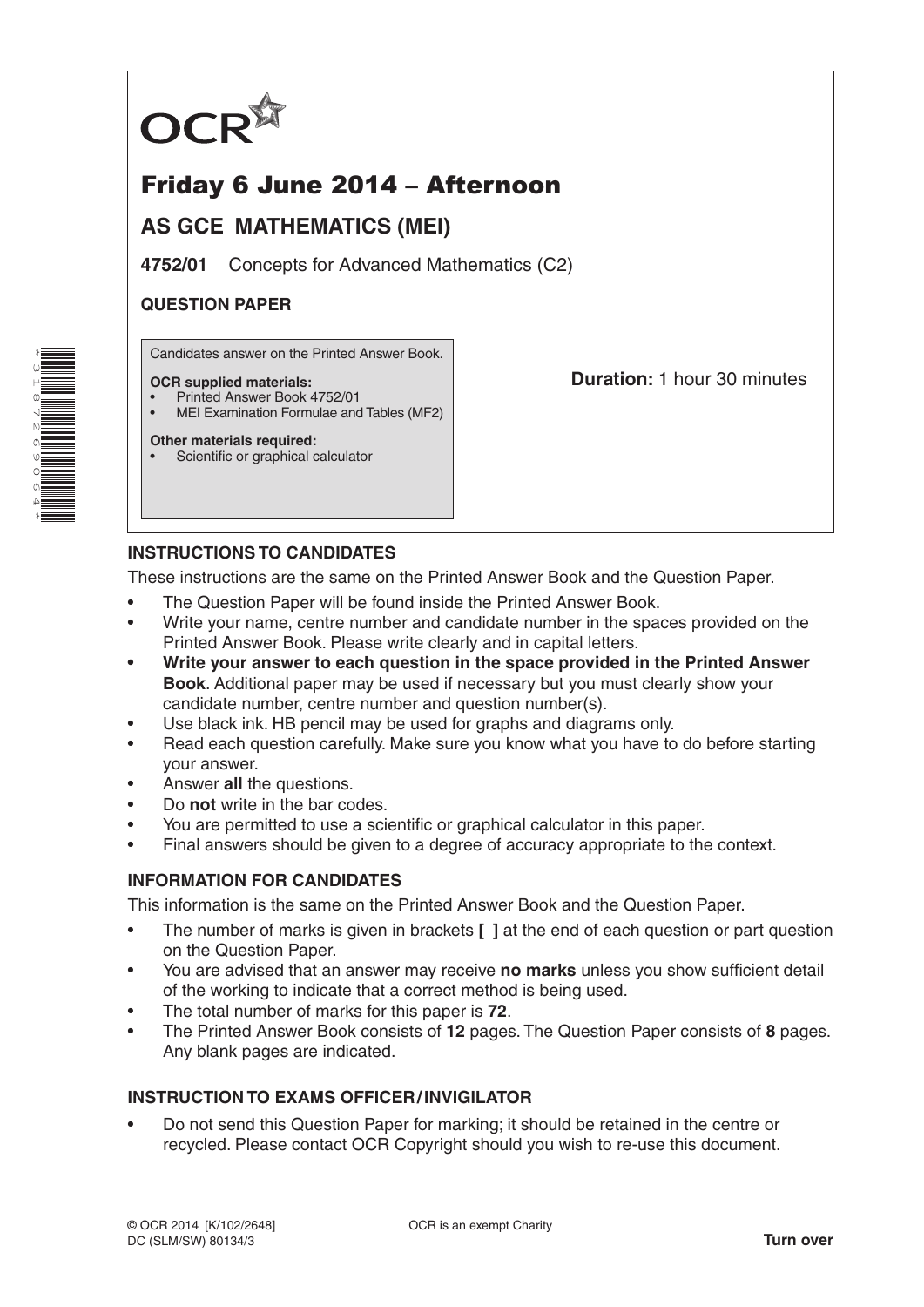OCR

# Friday 6 June 2014 – Afternoon

## AS GCE MATHEMATICS (MEI)

**4752/01** Concepts for Advanced Mathematics (C2)

**QUESTION PAPER**

Candidates answer on the Printed Answer Book.

**OCR supplied materials:**
- Printed Answer Book 4752/01
- MEI Examination Formulae and Tables (MF2)

**Other materials required:**
- Scientific or graphical calculator

**Duration:** 1 hour 30 minutes

### INSTRUCTIONS TO CANDIDATES

These instructions are the same on the Printed Answer Book and the Question Paper.

- The Question Paper will be found inside the Printed Answer Book.
- Write your name, centre number and candidate number in the spaces provided on the Printed Answer Book. Please write clearly and in capital letters.
- **Write your answer to each question in the space provided in the Printed Answer Book**. Additional paper may be used if necessary but you must clearly show your candidate number, centre number and question number(s).
- Use black ink. HB pencil may be used for graphs and diagrams only.
- Read each question carefully. Make sure you know what you have to do before starting your answer.
- Answer **all** the questions.
- Do **not** write in the bar codes.
- You are permitted to use a scientific or graphical calculator in this paper.
- Final answers should be given to a degree of accuracy appropriate to the context.

### INFORMATION FOR CANDIDATES

This information is the same on the Printed Answer Book and the Question Paper.

- The number of marks is given in brackets **[ ]** at the end of each question or part question on the Question Paper.
- You are advised that an answer may receive **no marks** unless you show sufficient detail of the working to indicate that a correct method is being used.
- The total number of marks for this paper is **72**.
- The Printed Answer Book consists of **12** pages. The Question Paper consists of **8** pages. Any blank pages are indicated.

### INSTRUCTION TO EXAMS OFFICER / INVIGILATOR

- Do not send this Question Paper for marking; it should be retained in the centre or recycled. Please contact OCR Copyright should you wish to re-use this document.

© OCR 2014 [K/102/2648]
DC (SLM/SW) 80134/3

OCR is an exempt Charity

**Turn over**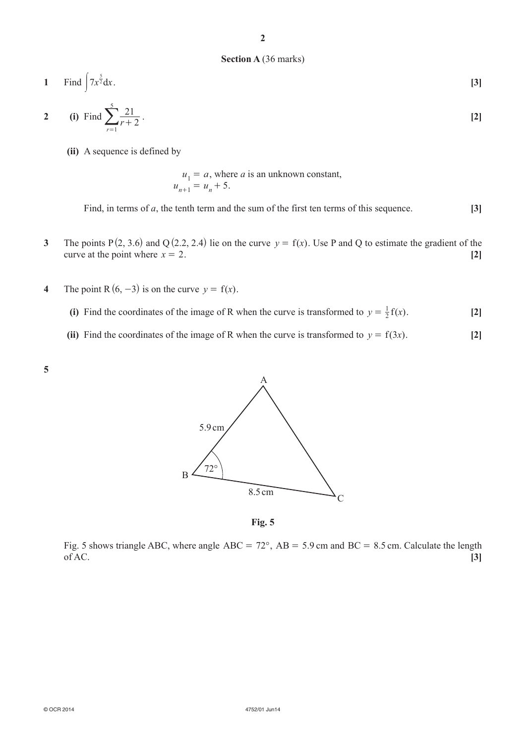## Section A (36 marks)

**1** Find $\int 7x^{\frac{5}{2}} \mathrm{d}x$. **[3]**

**2** **(i)** Find $\sum_{r=1}^{5} \frac{21}{r+2}$. **[2]**

**(ii)** A sequence is defined by

$$u_1 = a, \text{ where } a \text{ is an unknown constant,}$$
$$u_{n+1} = u_n + 5.$$

Find, in terms of $a$, the tenth term and the sum of the first ten terms of this sequence. **[3]**

**3** The points P$(2, 3.6)$ and Q$(2.2, 2.4)$ lie on the curve $y = \mathrm{f}(x)$. Use P and Q to estimate the gradient of the curve at the point where $x = 2$. **[2]**

**4** The point R$(6, -3)$ is on the curve $y = \mathrm{f}(x)$.

**(i)** Find the coordinates of the image of R when the curve is transformed to $y = \frac{1}{2}\mathrm{f}(x)$. **[2]**

**(ii)** Find the coordinates of the image of R when the curve is transformed to $y = \mathrm{f}(3x)$. **[2]**

**5**

**Fig. 5**

Fig. 5 shows triangle ABC, where angle ABC $= 72°$, AB $= 5.9$ cm and BC $= 8.5$ cm. Calculate the length of AC. **[3]**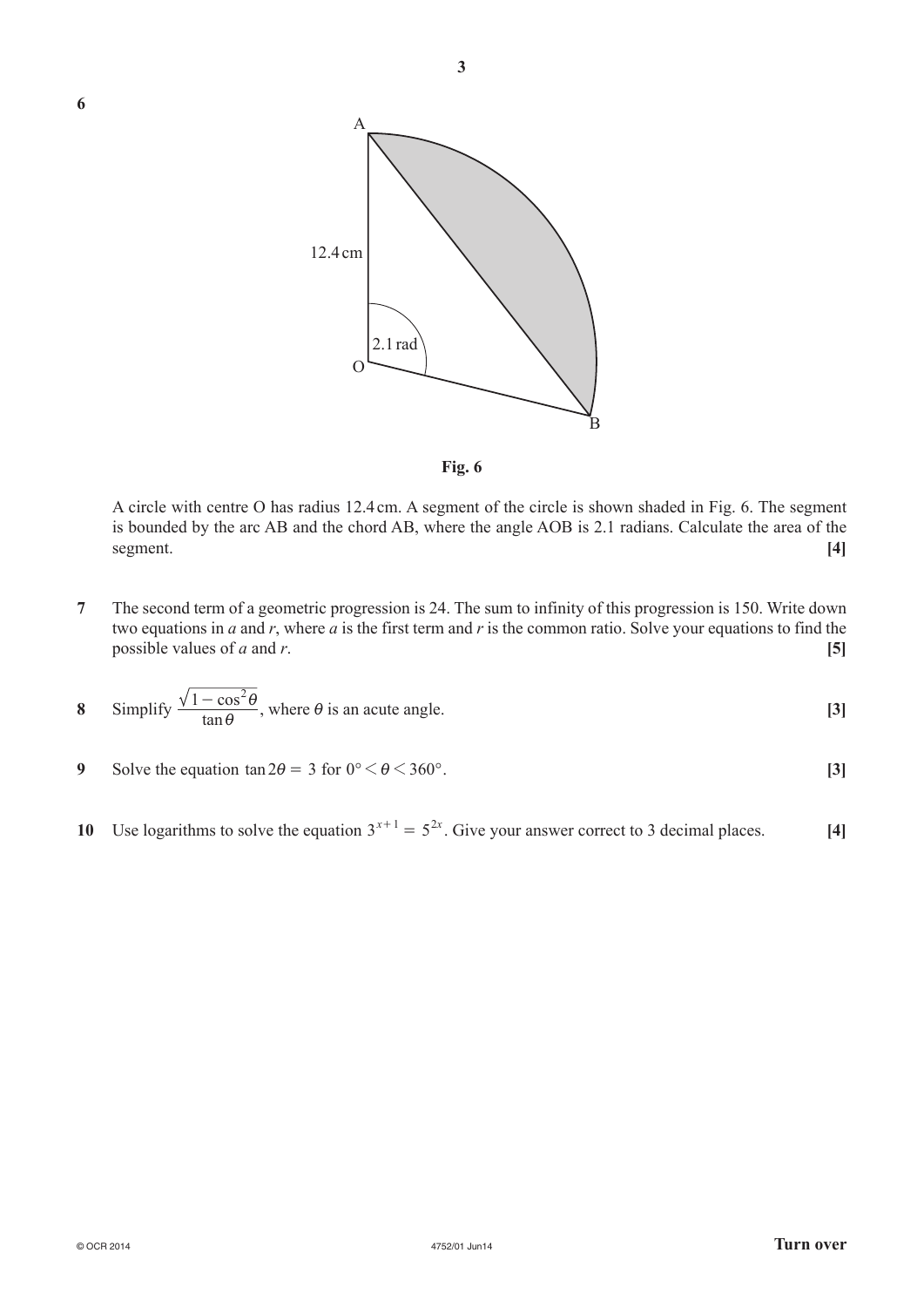**6**

Fig. 6

A circle with centre O has radius 12.4 cm. A segment of the circle is shown shaded in Fig. 6. The segment is bounded by the arc AB and the chord AB, where the angle AOB is 2.1 radians. Calculate the area of the segment. **[4]**

**7** The second term of a geometric progression is 24. The sum to infinity of this progression is 150. Write down two equations in $a$ and $r$, where $a$ is the first term and $r$ is the common ratio. Solve your equations to find the possible values of $a$ and $r$. **[5]**

**8** Simplify $\dfrac{\sqrt{1-\cos^2\theta}}{\tan\theta}$, where $\theta$ is an acute angle. **[3]**

**9** Solve the equation $\tan 2\theta = 3$ for $0° < \theta < 360°$. **[3]**

**10** Use logarithms to solve the equation $3^{x+1} = 5^{2x}$. Give your answer correct to 3 decimal places. **[4]**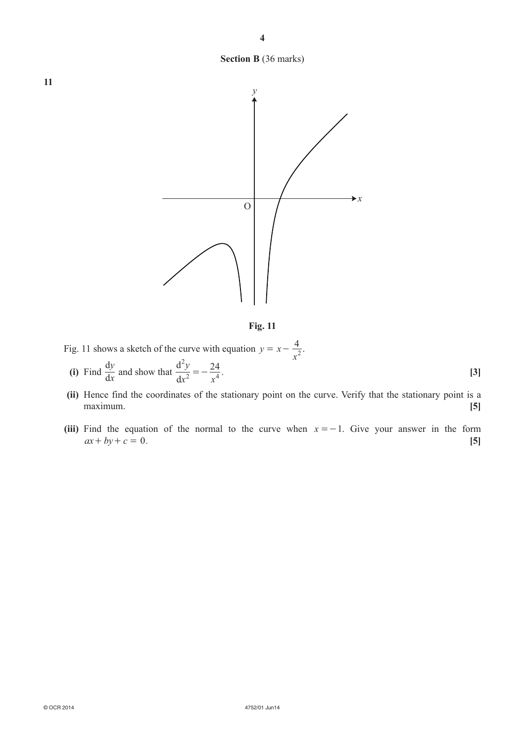## Section B (36 marks)

**11**

Fig. 11

Fig. 11 shows a sketch of the curve with equation $y = x - \dfrac{4}{x^2}$.

**(i)** Find $\dfrac{\mathrm{d}y}{\mathrm{d}x}$ and show that $\dfrac{\mathrm{d}^2y}{\mathrm{d}x^2} = -\dfrac{24}{x^4}$. **[3]**

**(ii)** Hence find the coordinates of the stationary point on the curve. Verify that the stationary point is a maximum. **[5]**

**(iii)** Find the equation of the normal to the curve when $x = -1$. Give your answer in the form $ax + by + c = 0$. **[5]**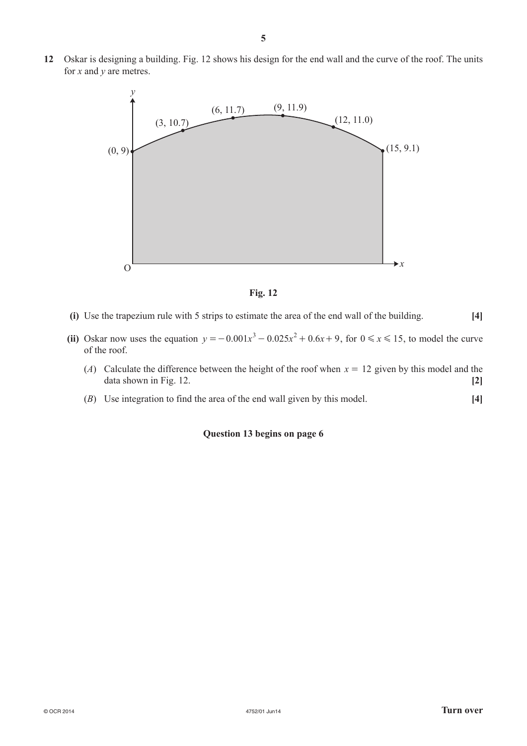**12** Oskar is designing a building. Fig. 12 shows his design for the end wall and the curve of the roof. The units for $x$ and $y$ are metres.

**Fig. 12**

**(i)** Use the trapezium rule with 5 strips to estimate the area of the end wall of the building. **[4]**

**(ii)** Oskar now uses the equation $y = -0.001x^3 - 0.025x^2 + 0.6x + 9$, for $0 \leqslant x \leqslant 15$, to model the curve of the roof.

($A$) Calculate the difference between the height of the roof when $x = 12$ given by this model and the data shown in Fig. 12. **[2]**

($B$) Use integration to find the area of the end wall given by this model. **[4]**

**Question 13 begins on page 6**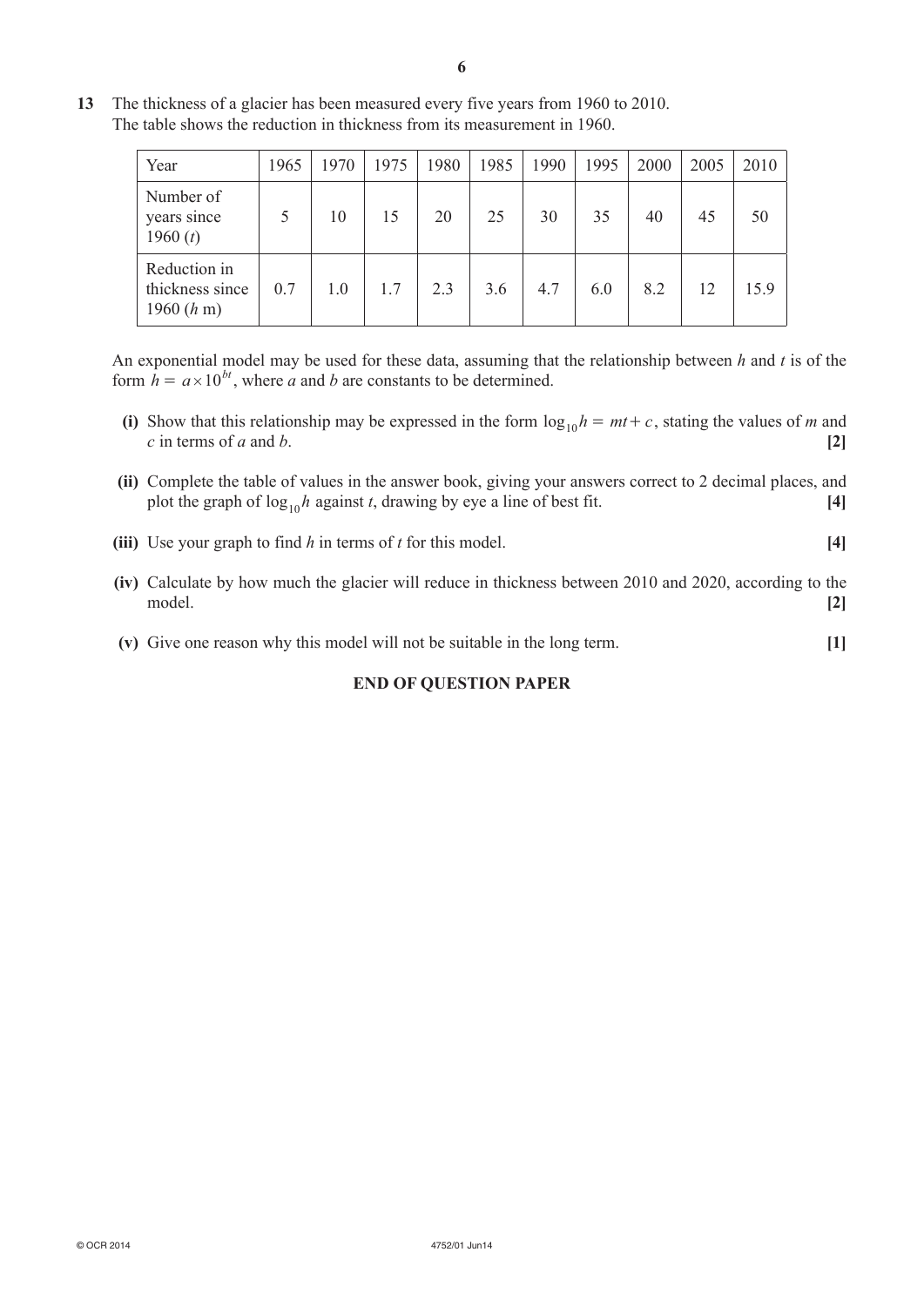**13** The thickness of a glacier has been measured every five years from 1960 to 2010. The table shows the reduction in thickness from its measurement in 1960.

| Year | 1965 | 1970 | 1975 | 1980 | 1985 | 1990 | 1995 | 2000 | 2005 | 2010 |
|---|---|---|---|---|---|---|---|---|---|---|
| Number of years since 1960 ($t$) | 5 | 10 | 15 | 20 | 25 | 30 | 35 | 40 | 45 | 50 |
| Reduction in thickness since 1960 ($h$ m) | 0.7 | 1.0 | 1.7 | 2.3 | 3.6 | 4.7 | 6.0 | 8.2 | 12 | 15.9 |

An exponential model may be used for these data, assuming that the relationship between $h$ and $t$ is of the form $h = a \times 10^{bt}$, where $a$ and $b$ are constants to be determined.

**(i)** Show that this relationship may be expressed in the form $\log_{10} h = mt + c$, stating the values of $m$ and $c$ in terms of $a$ and $b$. **[2]**

**(ii)** Complete the table of values in the answer book, giving your answers correct to 2 decimal places, and plot the graph of $\log_{10} h$ against $t$, drawing by eye a line of best fit. **[4]**

**(iii)** Use your graph to find $h$ in terms of $t$ for this model. **[4]**

**(iv)** Calculate by how much the glacier will reduce in thickness between 2010 and 2020, according to the model. **[2]**

**(v)** Give one reason why this model will not be suitable in the long term. **[1]**

**END OF QUESTION PAPER**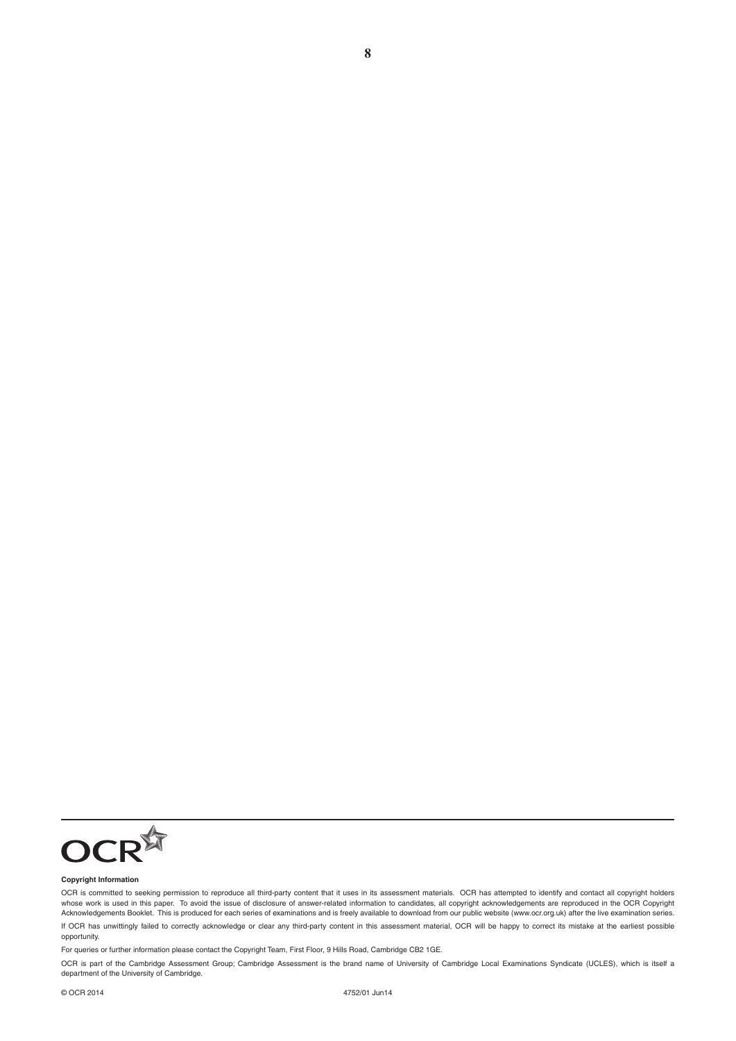**Copyright Information**

OCR is committed to seeking permission to reproduce all third-party content that it uses in its assessment materials. OCR has attempted to identify and contact all copyright holders whose work is used in this paper. To avoid the issue of disclosure of answer-related information to candidates, all copyright acknowledgements are reproduced in the OCR Copyright Acknowledgements Booklet. This is produced for each series of examinations and is freely available to download from our public website (www.ocr.org.uk) after the live examination series.

If OCR has unwittingly failed to correctly acknowledge or clear any third-party content in this assessment material, OCR will be happy to correct its mistake at the earliest possible opportunity.

For queries or further information please contact the Copyright Team, First Floor, 9 Hills Road, Cambridge CB2 1GE.

OCR is part of the Cambridge Assessment Group; Cambridge Assessment is the brand name of University of Cambridge Local Examinations Syndicate (UCLES), which is itself a department of the University of Cambridge.

© OCR 2014 4752/01 Jun14